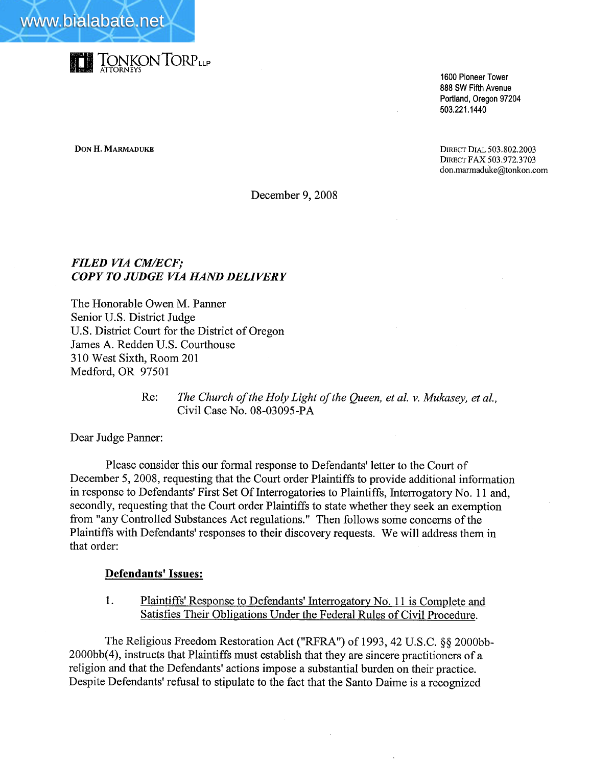**TONKON TORP LLP**
ATTORNEYS

1600 Pioneer Tower
888 SW Fifth Avenue
Portland, Oregon 97204
503.221.1440

**DON H. MARMADUKE**

DIRECT DIAL 503.802.2003
DIRECT FAX 503.972.3703
don.marmaduke@tonkon.com

December 9, 2008

***FILED VIA CM/ECF;***
***COPY TO JUDGE VIA HAND DELIVERY***

The Honorable Owen M. Panner
Senior U.S. District Judge
U.S. District Court for the District of Oregon
James A. Redden U.S. Courthouse
310 West Sixth, Room 201
Medford, OR 97501

Re: *The Church of the Holy Light of the Queen, et al. v. Mukasey, et al.*, Civil Case No. 08-03095-PA

Dear Judge Panner:

Please consider this our formal response to Defendants' letter to the Court of December 5, 2008, requesting that the Court order Plaintiffs to provide additional information in response to Defendants' First Set Of Interrogatories to Plaintiffs, Interrogatory No. 11 and, secondly, requesting that the Court order Plaintiffs to state whether they seek an exemption from "any Controlled Substances Act regulations." Then follows some concerns of the Plaintiffs with Defendants' responses to their discovery requests. We will address them in that order:

**Defendants' Issues:**

1. Plaintiffs' Response to Defendants' Interrogatory No. 11 is Complete and Satisfies Their Obligations Under the Federal Rules of Civil Procedure.

The Religious Freedom Restoration Act ("RFRA") of 1993, 42 U.S.C. §§ 2000bb-2000bb(4), instructs that Plaintiffs must establish that they are sincere practitioners of a religion and that the Defendants' actions impose a substantial burden on their practice. Despite Defendants' refusal to stipulate to the fact that the Santo Daime is a recognized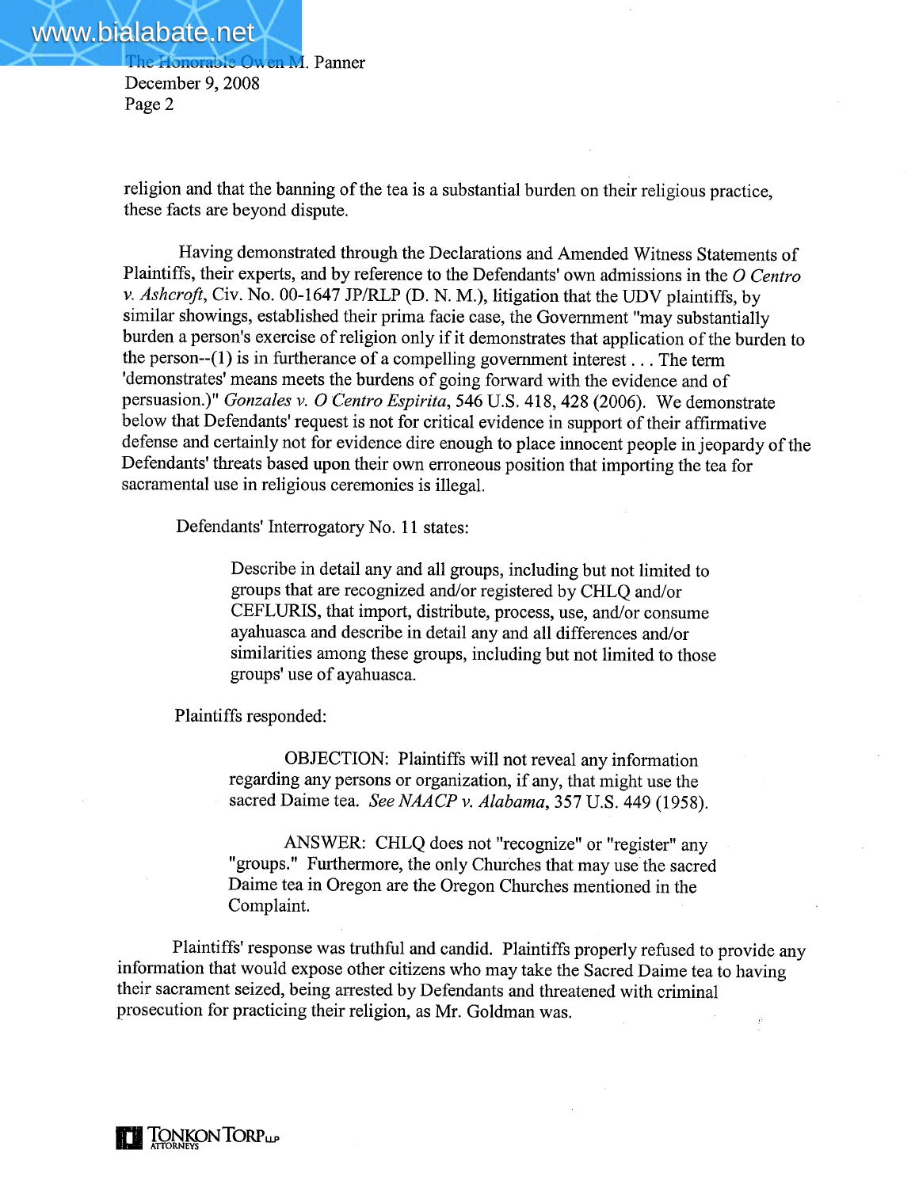religion and that the banning of the tea is a substantial burden on their religious practice, these facts are beyond dispute.

Having demonstrated through the Declarations and Amended Witness Statements of Plaintiffs, their experts, and by reference to the Defendants' own admissions in the *O Centro v. Ashcroft*, Civ. No. 00-1647 JP/RLP (D. N. M.), litigation that the UDV plaintiffs, by similar showings, established their prima facie case, the Government "may substantially burden a person's exercise of religion only if it demonstrates that application of the burden to the person--(1) is in furtherance of a compelling government interest . . . The term 'demonstrates' means meets the burdens of going forward with the evidence and of persuasion.)" *Gonzales v. O Centro Espirita*, 546 U.S. 418, 428 (2006). We demonstrate below that Defendants' request is not for critical evidence in support of their affirmative defense and certainly not for evidence dire enough to place innocent people in jeopardy of the Defendants' threats based upon their own erroneous position that importing the tea for sacramental use in religious ceremonies is illegal.

Defendants' Interrogatory No. 11 states:

> Describe in detail any and all groups, including but not limited to groups that are recognized and/or registered by CHLQ and/or CEFLURIS, that import, distribute, process, use, and/or consume ayahuasca and describe in detail any and all differences and/or similarities among these groups, including but not limited to those groups' use of ayahuasca.

Plaintiffs responded:

> OBJECTION: Plaintiffs will not reveal any information regarding any persons or organization, if any, that might use the sacred Daime tea. *See NAACP v. Alabama*, 357 U.S. 449 (1958).
>
> ANSWER: CHLQ does not "recognize" or "register" any "groups." Furthermore, the only Churches that may use the sacred Daime tea in Oregon are the Oregon Churches mentioned in the Complaint.

Plaintiffs' response was truthful and candid. Plaintiffs properly refused to provide any information that would expose other citizens who may take the Sacred Daime tea to having their sacrament seized, being arrested by Defendants and threatened with criminal prosecution for practicing their religion, as Mr. Goldman was.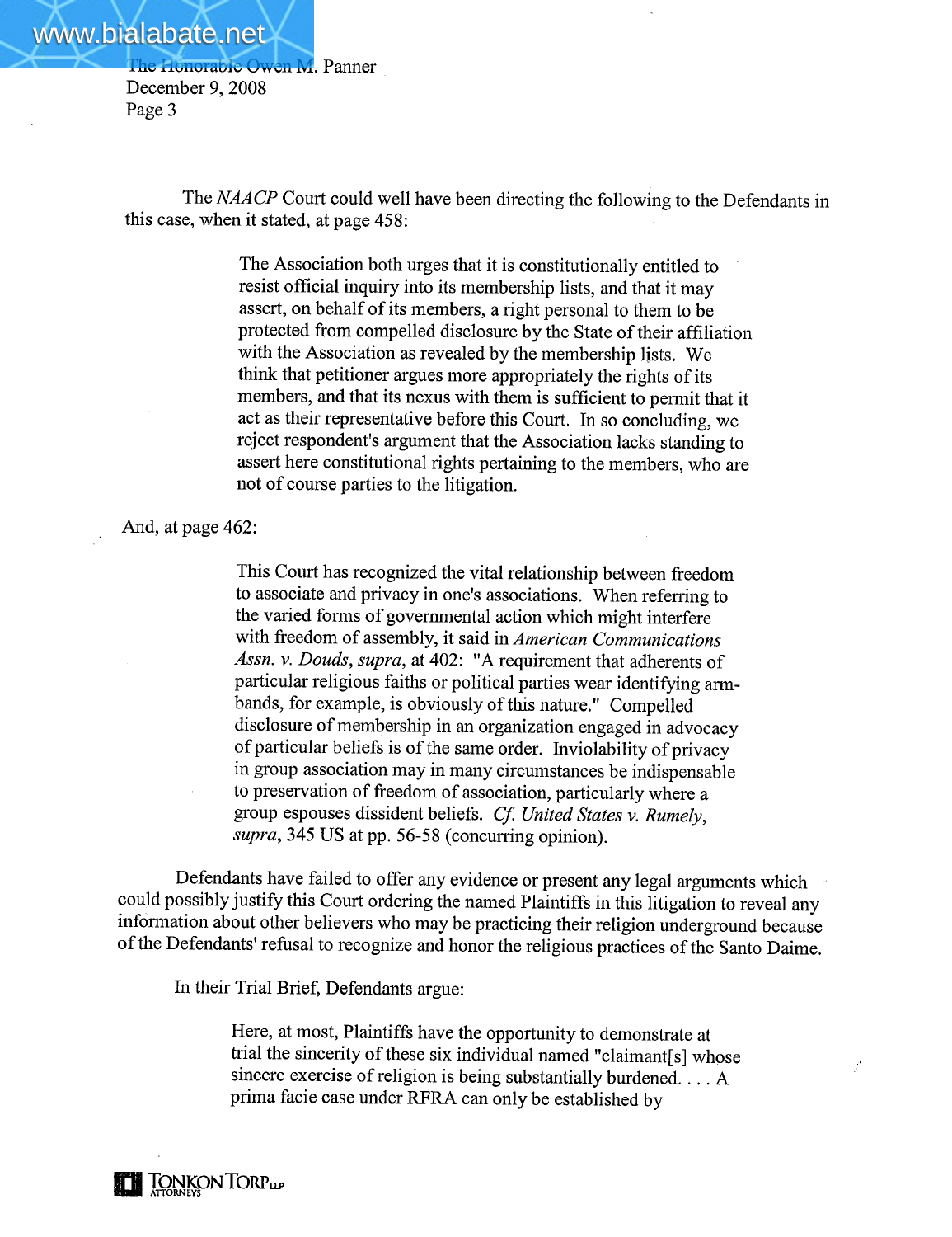The *NAACP* Court could well have been directing the following to the Defendants in this case, when it stated, at page 458:

> The Association both urges that it is constitutionally entitled to resist official inquiry into its membership lists, and that it may assert, on behalf of its members, a right personal to them to be protected from compelled disclosure by the State of their affiliation with the Association as revealed by the membership lists. We think that petitioner argues more appropriately the rights of its members, and that its nexus with them is sufficient to permit that it act as their representative before this Court. In so concluding, we reject respondent's argument that the Association lacks standing to assert here constitutional rights pertaining to the members, who are not of course parties to the litigation.

And, at page 462:

> This Court has recognized the vital relationship between freedom to associate and privacy in one's associations. When referring to the varied forms of governmental action which might interfere with freedom of assembly, it said in *American Communications Assn. v. Douds*, *supra*, at 402: "A requirement that adherents of particular religious faiths or political parties wear identifying arm-bands, for example, is obviously of this nature." Compelled disclosure of membership in an organization engaged in advocacy of particular beliefs is of the same order. Inviolability of privacy in group association may in many circumstances be indispensable to preservation of freedom of association, particularly where a group espouses dissident beliefs. *Cf. United States v. Rumely*, *supra*, 345 US at pp. 56-58 (concurring opinion).

Defendants have failed to offer any evidence or present any legal arguments which could possibly justify this Court ordering the named Plaintiffs in this litigation to reveal any information about other believers who may be practicing their religion underground because of the Defendants' refusal to recognize and honor the religious practices of the Santo Daime.

In their Trial Brief, Defendants argue:

> Here, at most, Plaintiffs have the opportunity to demonstrate at trial the sincerity of these six individual named "claimant[s] whose sincere exercise of religion is being substantially burdened. . . . A prima facie case under RFRA can only be established by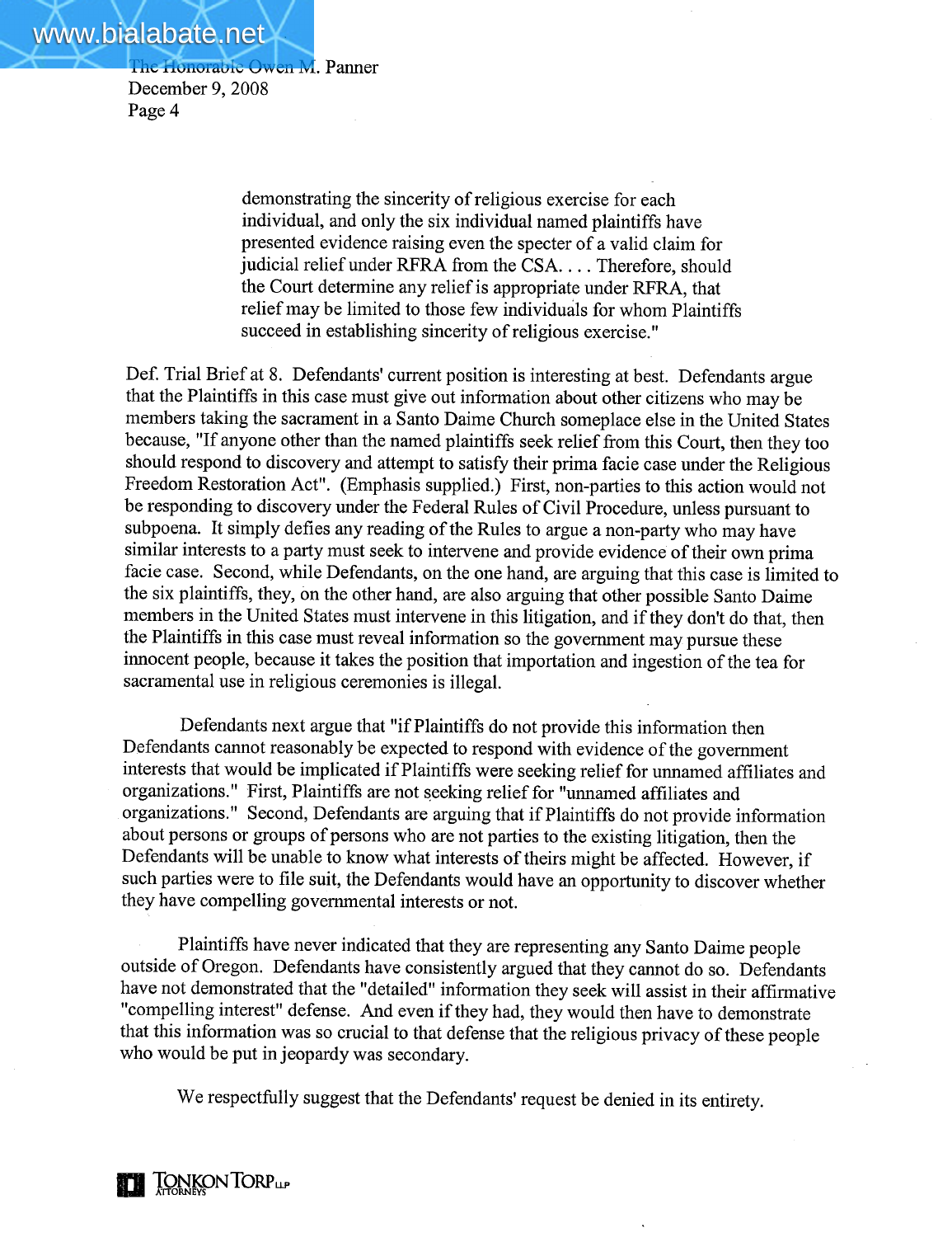> demonstrating the sincerity of religious exercise for each individual, and only the six individual named plaintiffs have presented evidence raising even the specter of a valid claim for judicial relief under RFRA from the CSA. . . . Therefore, should the Court determine any relief is appropriate under RFRA, that relief may be limited to those few individuals for whom Plaintiffs succeed in establishing sincerity of religious exercise."

Def. Trial Brief at 8. Defendants' current position is interesting at best. Defendants argue that the Plaintiffs in this case must give out information about other citizens who may be members taking the sacrament in a Santo Daime Church someplace else in the United States because, "If anyone other than the named plaintiffs seek relief from this Court, then they too should respond to discovery and attempt to satisfy their prima facie case under the Religious Freedom Restoration Act". (Emphasis supplied.) First, non-parties to this action would not be responding to discovery under the Federal Rules of Civil Procedure, unless pursuant to subpoena. It simply defies any reading of the Rules to argue a non-party who may have similar interests to a party must seek to intervene and provide evidence of their own prima facie case. Second, while Defendants, on the one hand, are arguing that this case is limited to the six plaintiffs, they, on the other hand, are also arguing that other possible Santo Daime members in the United States must intervene in this litigation, and if they don't do that, then the Plaintiffs in this case must reveal information so the government may pursue these innocent people, because it takes the position that importation and ingestion of the tea for sacramental use in religious ceremonies is illegal.

Defendants next argue that "if Plaintiffs do not provide this information then Defendants cannot reasonably be expected to respond with evidence of the government interests that would be implicated if Plaintiffs were seeking relief for unnamed affiliates and organizations." First, Plaintiffs are not seeking relief for "unnamed affiliates and organizations." Second, Defendants are arguing that if Plaintiffs do not provide information about persons or groups of persons who are not parties to the existing litigation, then the Defendants will be unable to know what interests of theirs might be affected. However, if such parties were to file suit, the Defendants would have an opportunity to discover whether they have compelling governmental interests or not.

Plaintiffs have never indicated that they are representing any Santo Daime people outside of Oregon. Defendants have consistently argued that they cannot do so. Defendants have not demonstrated that the "detailed" information they seek will assist in their affirmative "compelling interest" defense. And even if they had, they would then have to demonstrate that this information was so crucial to that defense that the religious privacy of these people who would be put in jeopardy was secondary.

We respectfully suggest that the Defendants' request be denied in its entirety.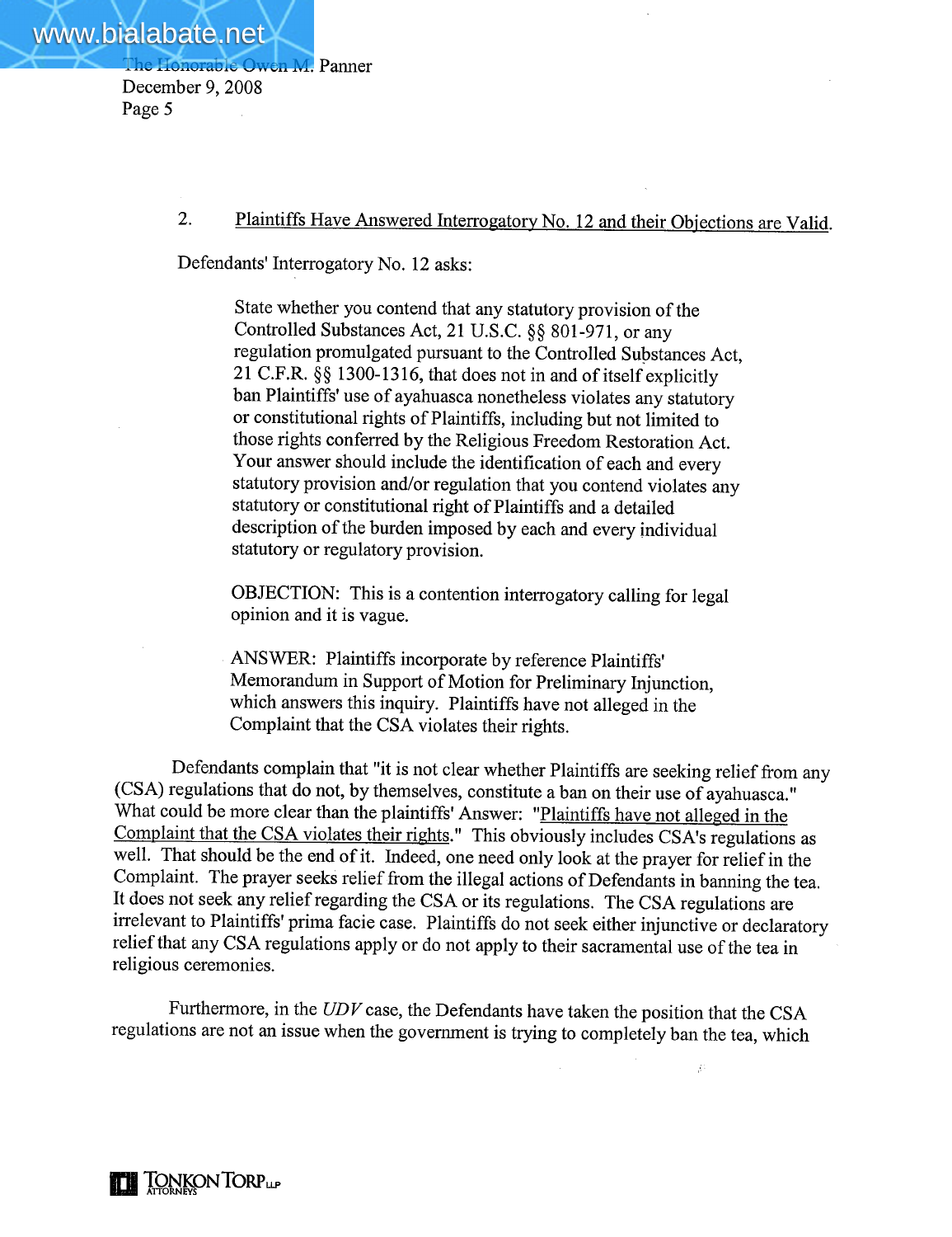2. Plaintiffs Have Answered Interrogatory No. 12 and their Objections are Valid.

Defendants' Interrogatory No. 12 asks:

> State whether you contend that any statutory provision of the Controlled Substances Act, 21 U.S.C. §§ 801-971, or any regulation promulgated pursuant to the Controlled Substances Act, 21 C.F.R. §§ 1300-1316, that does not in and of itself explicitly ban Plaintiffs' use of ayahuasca nonetheless violates any statutory or constitutional rights of Plaintiffs, including but not limited to those rights conferred by the Religious Freedom Restoration Act. Your answer should include the identification of each and every statutory provision and/or regulation that you contend violates any statutory or constitutional right of Plaintiffs and a detailed description of the burden imposed by each and every individual statutory or regulatory provision.
>
> OBJECTION: This is a contention interrogatory calling for legal opinion and it is vague.
>
> ANSWER: Plaintiffs incorporate by reference Plaintiffs' Memorandum in Support of Motion for Preliminary Injunction, which answers this inquiry. Plaintiffs have not alleged in the Complaint that the CSA violates their rights.

Defendants complain that "it is not clear whether Plaintiffs are seeking relief from any (CSA) regulations that do not, by themselves, constitute a ban on their use of ayahuasca." What could be more clear than the plaintiffs' Answer: "Plaintiffs have not alleged in the Complaint that the CSA violates their rights." This obviously includes CSA's regulations as well. That should be the end of it. Indeed, one need only look at the prayer for relief in the Complaint. The prayer seeks relief from the illegal actions of Defendants in banning the tea. It does not seek any relief regarding the CSA or its regulations. The CSA regulations are irrelevant to Plaintiffs' prima facie case. Plaintiffs do not seek either injunctive or declaratory relief that any CSA regulations apply or do not apply to their sacramental use of the tea in religious ceremonies.

Furthermore, in the *UDV* case, the Defendants have taken the position that the CSA regulations are not an issue when the government is trying to completely ban the tea, which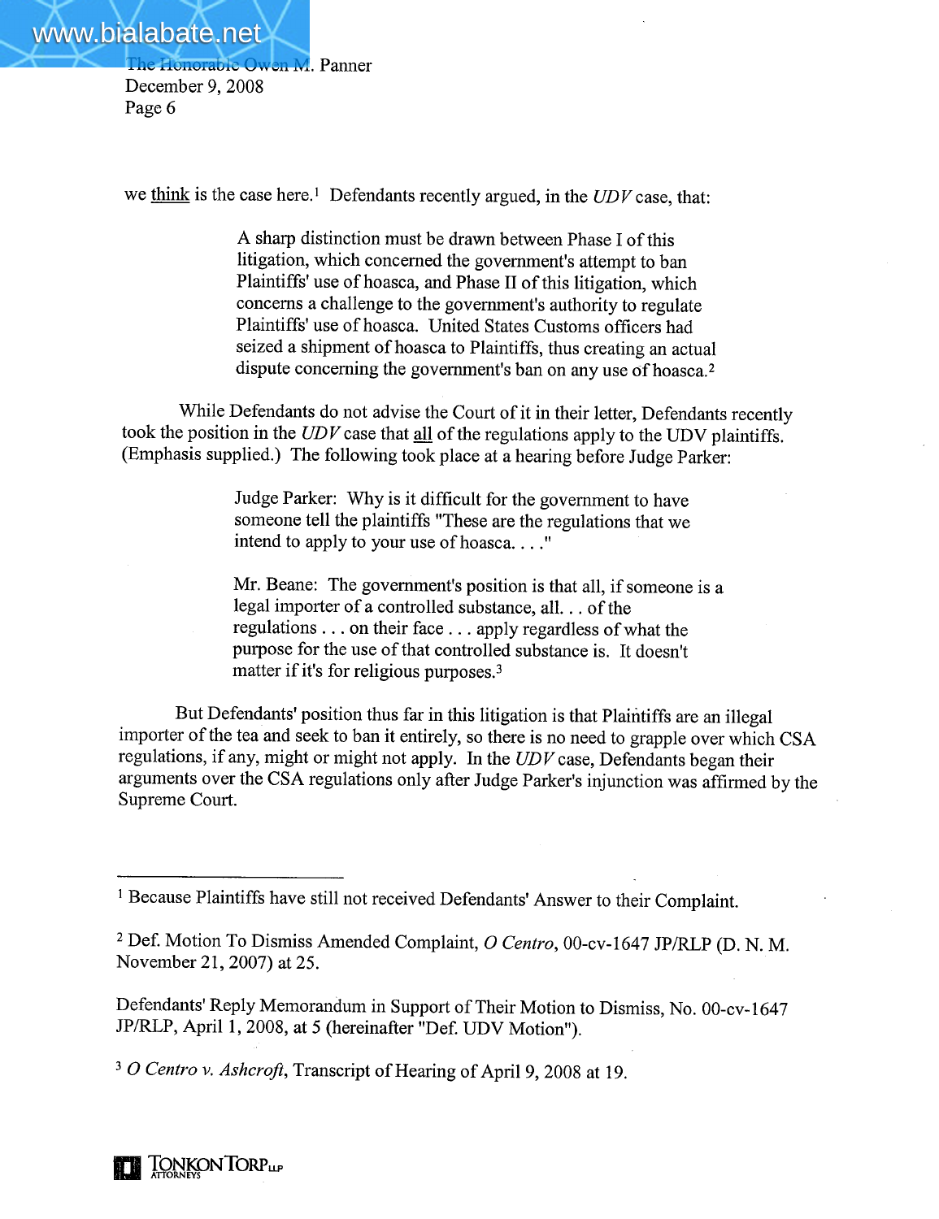we <u>think</u> is the case here.[1] Defendants recently argued, in the *UDV* case, that:

> A sharp distinction must be drawn between Phase I of this litigation, which concerned the government's attempt to ban Plaintiffs' use of hoasca, and Phase II of this litigation, which concerns a challenge to the government's authority to regulate Plaintiffs' use of hoasca. United States Customs officers had seized a shipment of hoasca to Plaintiffs, thus creating an actual dispute concerning the government's ban on any use of hoasca.[2]

While Defendants do not advise the Court of it in their letter, Defendants recently took the position in the *UDV* case that <u>all</u> of the regulations apply to the UDV plaintiffs. (Emphasis supplied.) The following took place at a hearing before Judge Parker:

> Judge Parker: Why is it difficult for the government to have someone tell the plaintiffs "These are the regulations that we intend to apply to your use of hoasca. . . ."
>
> Mr. Beane: The government's position is that all, if someone is a legal importer of a controlled substance, all. . . of the regulations . . . on their face . . . apply regardless of what the purpose for the use of that controlled substance is. It doesn't matter if it's for religious purposes.[3]

But Defendants' position thus far in this litigation is that Plaintiffs are an illegal importer of the tea and seek to ban it entirely, so there is no need to grapple over which CSA regulations, if any, might or might not apply. In the *UDV* case, Defendants began their arguments over the CSA regulations only after Judge Parker's injunction was affirmed by the Supreme Court.

---

[1] Because Plaintiffs have still not received Defendants' Answer to their Complaint.

[2] Def. Motion To Dismiss Amended Complaint, *O Centro*, 00-cv-1647 JP/RLP (D. N. M. November 21, 2007) at 25.

Defendants' Reply Memorandum in Support of Their Motion to Dismiss, No. 00-cv-1647 JP/RLP, April 1, 2008, at 5 (hereinafter "Def. UDV Motion").

[3] *O Centro v. Ashcroft*, Transcript of Hearing of April 9, 2008 at 19.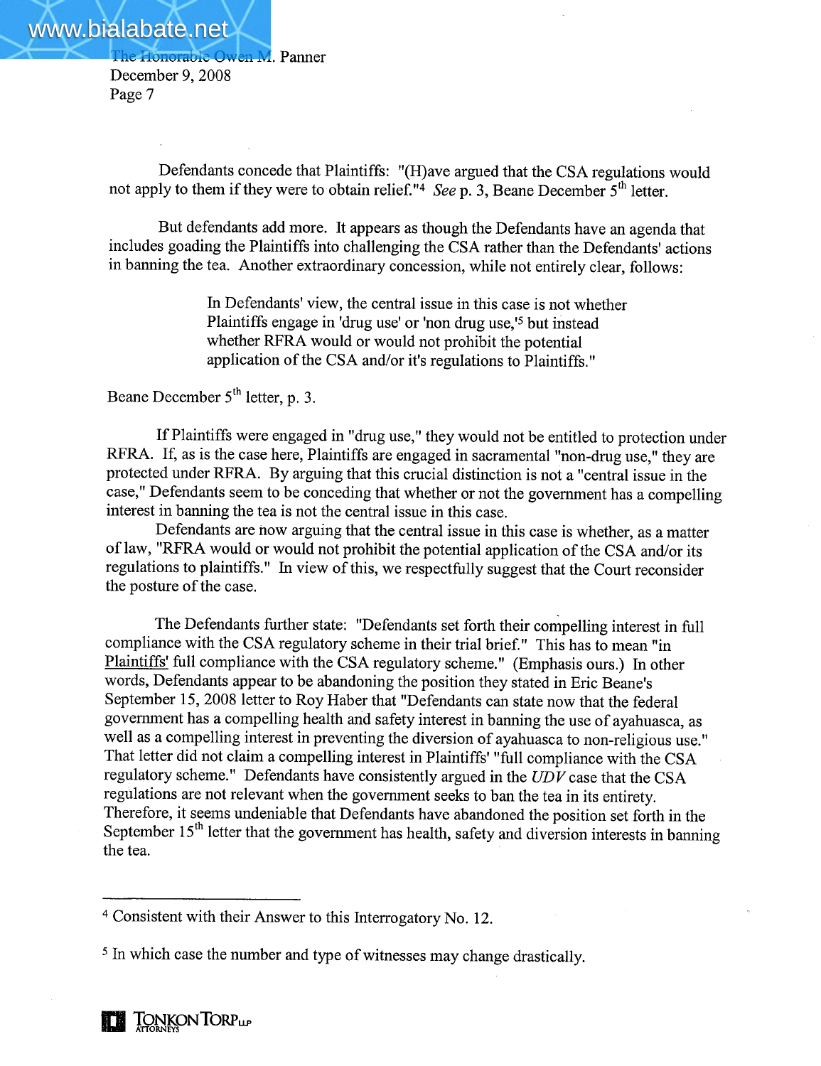Defendants concede that Plaintiffs: "(H)ave argued that the CSA regulations would not apply to them if they were to obtain relief."[4] *See* p. 3, Beane December 5th letter.

But defendants add more. It appears as though the Defendants have an agenda that includes goading the Plaintiffs into challenging the CSA rather than the Defendants' actions in banning the tea. Another extraordinary concession, while not entirely clear, follows:

> In Defendants' view, the central issue in this case is not whether Plaintiffs engage in 'drug use' or 'non drug use,'[5] but instead whether RFRA would or would not prohibit the potential application of the CSA and/or it's regulations to Plaintiffs."

Beane December 5th letter, p. 3.

If Plaintiffs were engaged in "drug use," they would not be entitled to protection under RFRA. If, as is the case here, Plaintiffs are engaged in sacramental "non-drug use," they are protected under RFRA. By arguing that this crucial distinction is not a "central issue in the case," Defendants seem to be conceding that whether or not the government has a compelling interest in banning the tea is not the central issue in this case.

Defendants are now arguing that the central issue in this case is whether, as a matter of law, "RFRA would or would not prohibit the potential application of the CSA and/or its regulations to plaintiffs." In view of this, we respectfully suggest that the Court reconsider the posture of the case.

The Defendants further state: "Defendants set forth their compelling interest in full compliance with the CSA regulatory scheme in their trial brief." This has to mean "in Plaintiffs' full compliance with the CSA regulatory scheme." (Emphasis ours.) In other words, Defendants appear to be abandoning the position they stated in Eric Beane's September 15, 2008 letter to Roy Haber that "Defendants can state now that the federal government has a compelling health and safety interest in banning the use of ayahuasca, as well as a compelling interest in preventing the diversion of ayahuasca to non-religious use." That letter did not claim a compelling interest in Plaintiffs' "full compliance with the CSA regulatory scheme." Defendants have consistently argued in the *UDV* case that the CSA regulations are not relevant when the government seeks to ban the tea in its entirety. Therefore, it seems undeniable that Defendants have abandoned the position set forth in the September 15th letter that the government has health, safety and diversion interests in banning the tea.

---

[4] Consistent with their Answer to this Interrogatory No. 12.

[5] In which case the number and type of witnesses may change drastically.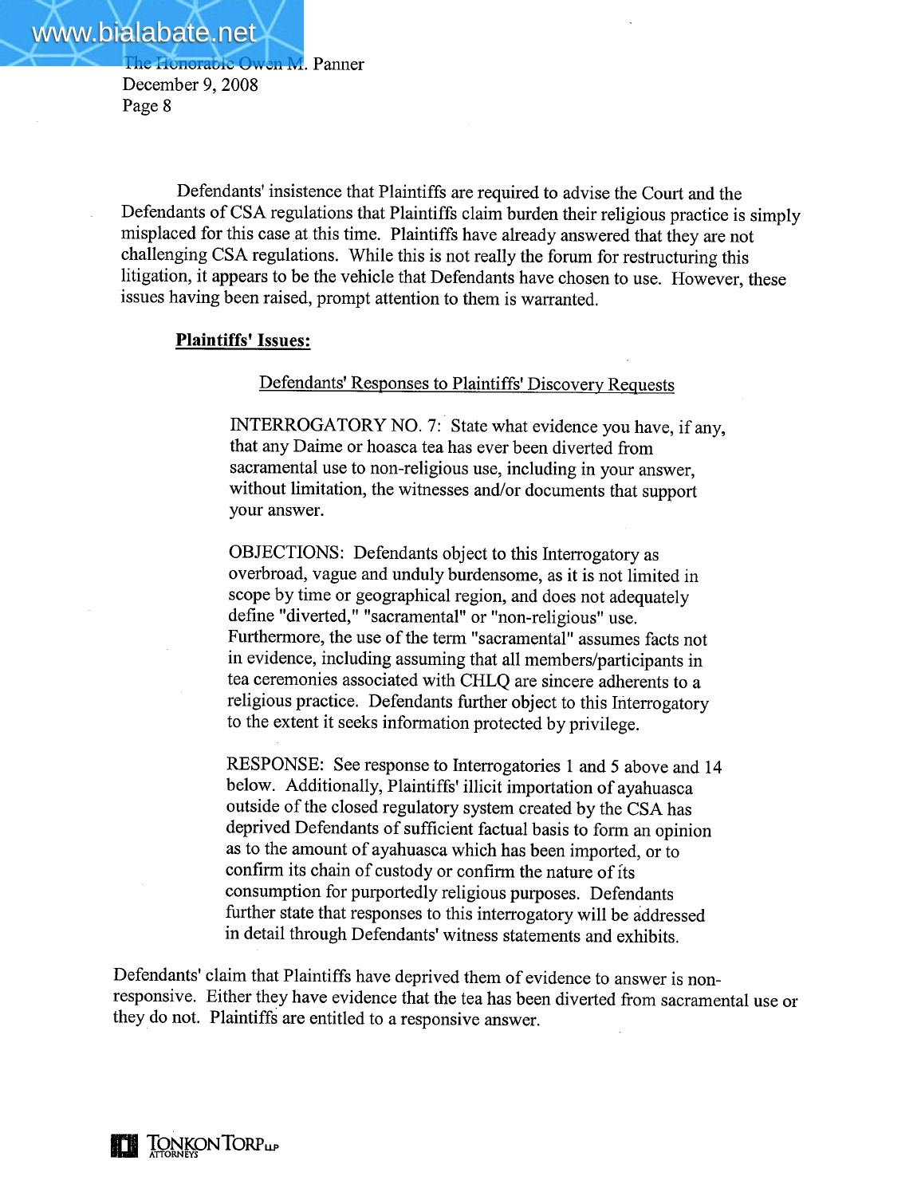Defendants' insistence that Plaintiffs are required to advise the Court and the Defendants of CSA regulations that Plaintiffs claim burden their religious practice is simply misplaced for this case at this time. Plaintiffs have already answered that they are not challenging CSA regulations. While this is not really the forum for restructuring this litigation, it appears to be the vehicle that Defendants have chosen to use. However, these issues having been raised, prompt attention to them is warranted.

**Plaintiffs' Issues:**

Defendants' Responses to Plaintiffs' Discovery Requests

> INTERROGATORY NO. 7: State what evidence you have, if any, that any Daime or hoasca tea has ever been diverted from sacramental use to non-religious use, including in your answer, without limitation, the witnesses and/or documents that support your answer.
>
> OBJECTIONS: Defendants object to this Interrogatory as overbroad, vague and unduly burdensome, as it is not limited in scope by time or geographical region, and does not adequately define "diverted," "sacramental" or "non-religious" use. Furthermore, the use of the term "sacramental" assumes facts not in evidence, including assuming that all members/participants in tea ceremonies associated with CHLQ are sincere adherents to a religious practice. Defendants further object to this Interrogatory to the extent it seeks information protected by privilege.
>
> RESPONSE: See response to Interrogatories 1 and 5 above and 14 below. Additionally, Plaintiffs' illicit importation of ayahuasca outside of the closed regulatory system created by the CSA has deprived Defendants of sufficient factual basis to form an opinion as to the amount of ayahuasca which has been imported, or to confirm its chain of custody or confirm the nature of its consumption for purportedly religious purposes. Defendants further state that responses to this interrogatory will be addressed in detail through Defendants' witness statements and exhibits.

Defendants' claim that Plaintiffs have deprived them of evidence to answer is non-responsive. Either they have evidence that the tea has been diverted from sacramental use or they do not. Plaintiffs are entitled to a responsive answer.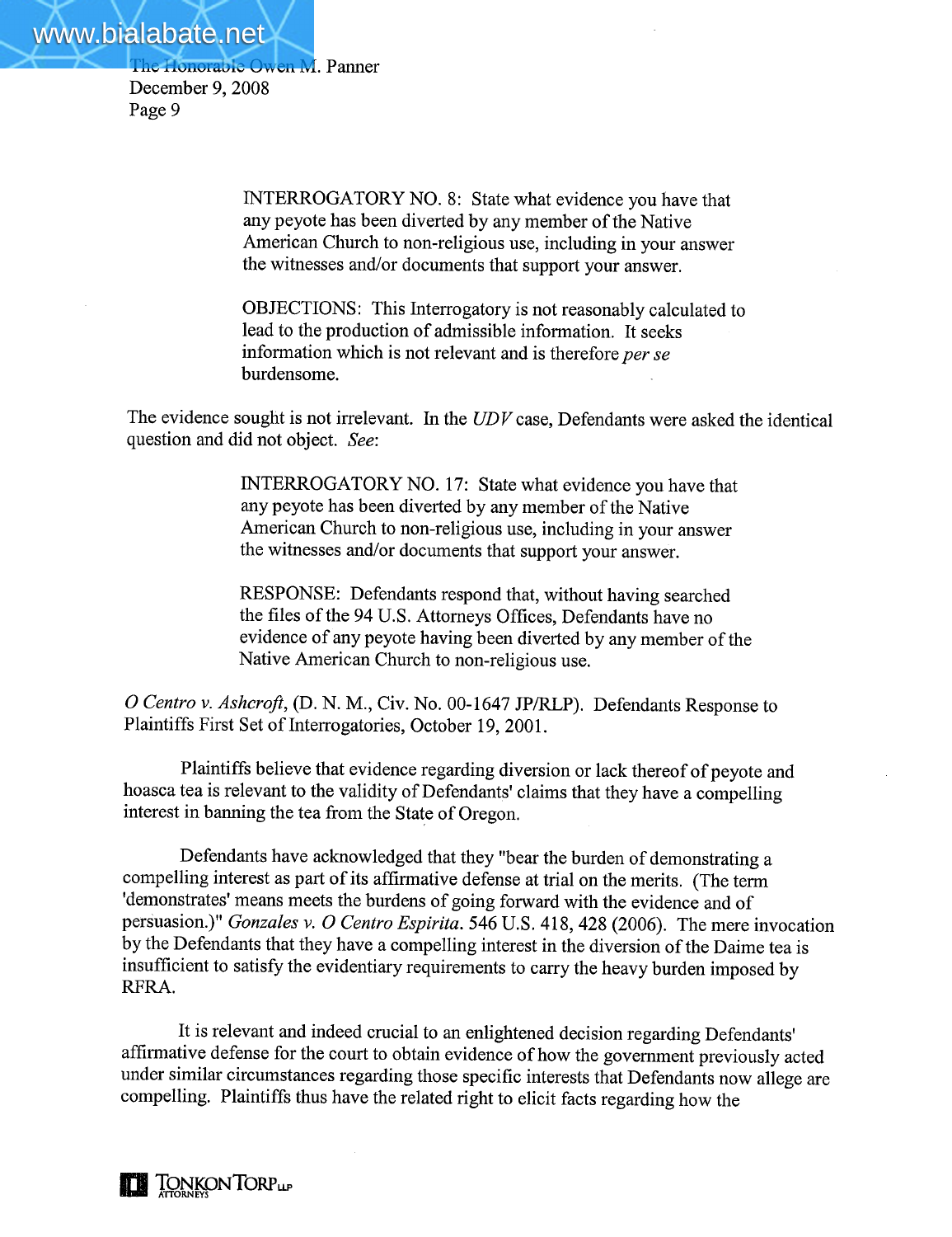> INTERROGATORY NO. 8: State what evidence you have that any peyote has been diverted by any member of the Native American Church to non-religious use, including in your answer the witnesses and/or documents that support your answer.
>
> OBJECTIONS: This Interrogatory is not reasonably calculated to lead to the production of admissible information. It seeks information which is not relevant and is therefore *per se* burdensome.

The evidence sought is not irrelevant. In the *UDV* case, Defendants were asked the identical question and did not object. *See*:

> INTERROGATORY NO. 17: State what evidence you have that any peyote has been diverted by any member of the Native American Church to non-religious use, including in your answer the witnesses and/or documents that support your answer.
>
> RESPONSE: Defendants respond that, without having searched the files of the 94 U.S. Attorneys Offices, Defendants have no evidence of any peyote having been diverted by any member of the Native American Church to non-religious use.

*O Centro v. Ashcroft*, (D. N. M., Civ. No. 00-1647 JP/RLP). Defendants Response to Plaintiffs First Set of Interrogatories, October 19, 2001.

Plaintiffs believe that evidence regarding diversion or lack thereof of peyote and hoasca tea is relevant to the validity of Defendants' claims that they have a compelling interest in banning the tea from the State of Oregon.

Defendants have acknowledged that they "bear the burden of demonstrating a compelling interest as part of its affirmative defense at trial on the merits. (The term 'demonstrates' means meets the burdens of going forward with the evidence and of persuasion.)" *Gonzales v. O Centro Espirita*. 546 U.S. 418, 428 (2006). The mere invocation by the Defendants that they have a compelling interest in the diversion of the Daime tea is insufficient to satisfy the evidentiary requirements to carry the heavy burden imposed by RFRA.

It is relevant and indeed crucial to an enlightened decision regarding Defendants' affirmative defense for the court to obtain evidence of how the government previously acted under similar circumstances regarding those specific interests that Defendants now allege are compelling. Plaintiffs thus have the related right to elicit facts regarding how the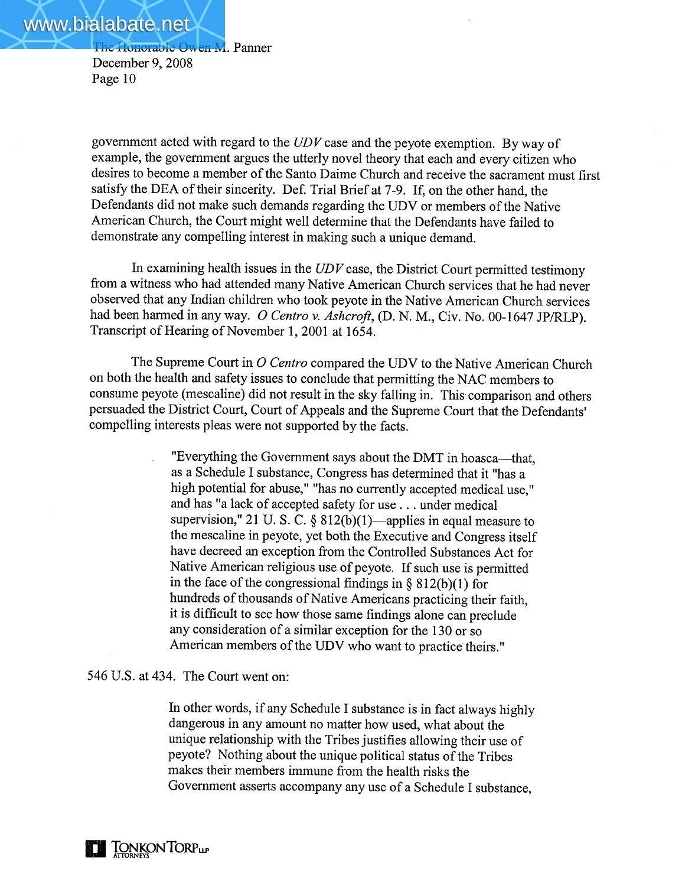government acted with regard to the *UDV* case and the peyote exemption. By way of example, the government argues the utterly novel theory that each and every citizen who desires to become a member of the Santo Daime Church and receive the sacrament must first satisfy the DEA of their sincerity. Def. Trial Brief at 7-9. If, on the other hand, the Defendants did not make such demands regarding the UDV or members of the Native American Church, the Court might well determine that the Defendants have failed to demonstrate any compelling interest in making such a unique demand.

In examining health issues in the *UDV* case, the District Court permitted testimony from a witness who had attended many Native American Church services that he had never observed that any Indian children who took peyote in the Native American Church services had been harmed in any way. *O Centro v. Ashcroft*, (D. N. M., Civ. No. 00-1647 JP/RLP). Transcript of Hearing of November 1, 2001 at 1654.

The Supreme Court in *O Centro* compared the UDV to the Native American Church on both the health and safety issues to conclude that permitting the NAC members to consume peyote (mescaline) did not result in the sky falling in. This comparison and others persuaded the District Court, Court of Appeals and the Supreme Court that the Defendants' compelling interests pleas were not supported by the facts.

> "Everything the Government says about the DMT in hoasca—that, as a Schedule I substance, Congress has determined that it "has a high potential for abuse," "has no currently accepted medical use," and has "a lack of accepted safety for use . . . under medical supervision," 21 U. S. C. § 812(b)(1)—applies in equal measure to the mescaline in peyote, yet both the Executive and Congress itself have decreed an exception from the Controlled Substances Act for Native American religious use of peyote. If such use is permitted in the face of the congressional findings in § 812(b)(1) for hundreds of thousands of Native Americans practicing their faith, it is difficult to see how those same findings alone can preclude any consideration of a similar exception for the 130 or so American members of the UDV who want to practice theirs."

546 U.S. at 434. The Court went on:

> In other words, if any Schedule I substance is in fact always highly dangerous in any amount no matter how used, what about the unique relationship with the Tribes justifies allowing their use of peyote? Nothing about the unique political status of the Tribes makes their members immune from the health risks the Government asserts accompany any use of a Schedule I substance,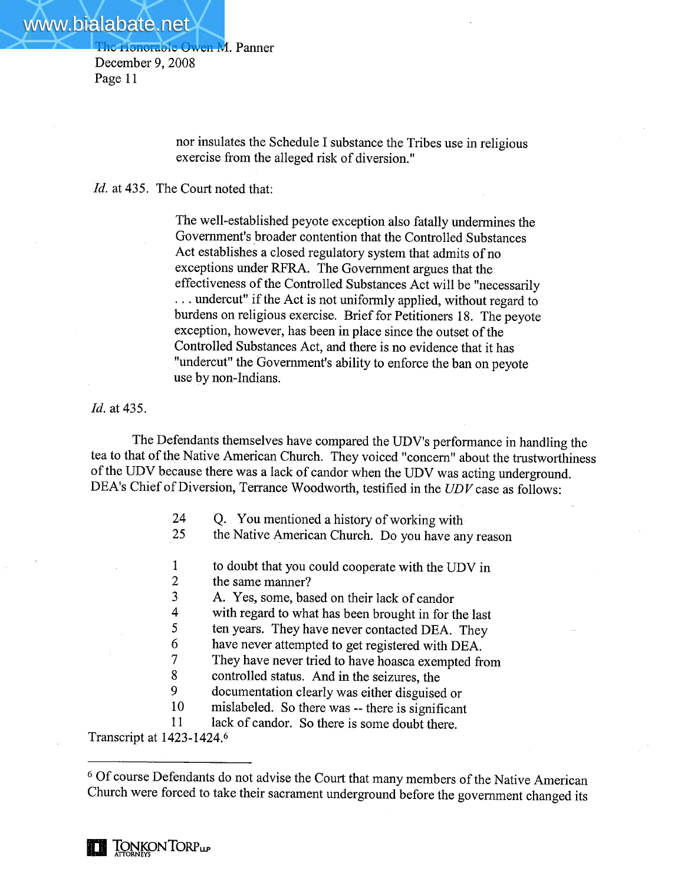nor insulates the Schedule I substance the Tribes use in religious exercise from the alleged risk of diversion."

*Id.* at 435. The Court noted that:

> The well-established peyote exception also fatally undermines the Government's broader contention that the Controlled Substances Act establishes a closed regulatory system that admits of no exceptions under RFRA. The Government argues that the effectiveness of the Controlled Substances Act will be "necessarily . . . undercut" if the Act is not uniformly applied, without regard to burdens on religious exercise. Brief for Petitioners 18. The peyote exception, however, has been in place since the outset of the Controlled Substances Act, and there is no evidence that it has "undercut" the Government's ability to enforce the ban on peyote use by non-Indians.

*Id.* at 435.

The Defendants themselves have compared the UDV's performance in handling the tea to that of the Native American Church. They voiced "concern" about the trustworthiness of the UDV because there was a lack of candor when the UDV was acting underground. DEA's Chief of Diversion, Terrance Woodworth, testified in the *UDV* case as follows:

```
24   Q. You mentioned a history of working with
25   the Native American Church. Do you have any reason

1    to doubt that you could cooperate with the UDV in
2    the same manner?
3    A. Yes, some, based on their lack of candor
4    with regard to what has been brought in for the last
5    ten years. They have never contacted DEA. They
6    have never attempted to get registered with DEA.
7    They have never tried to have hoasca exempted from
8    controlled status. And in the seizures, the
9    documentation clearly was either disguised or
10   mislabeled. So there was -- there is significant
11   lack of candor. So there is some doubt there.
```

Transcript at 1423-1424.[6]

---

[6] Of course Defendants do not advise the Court that many members of the Native American Church were forced to take their sacrament underground before the government changed its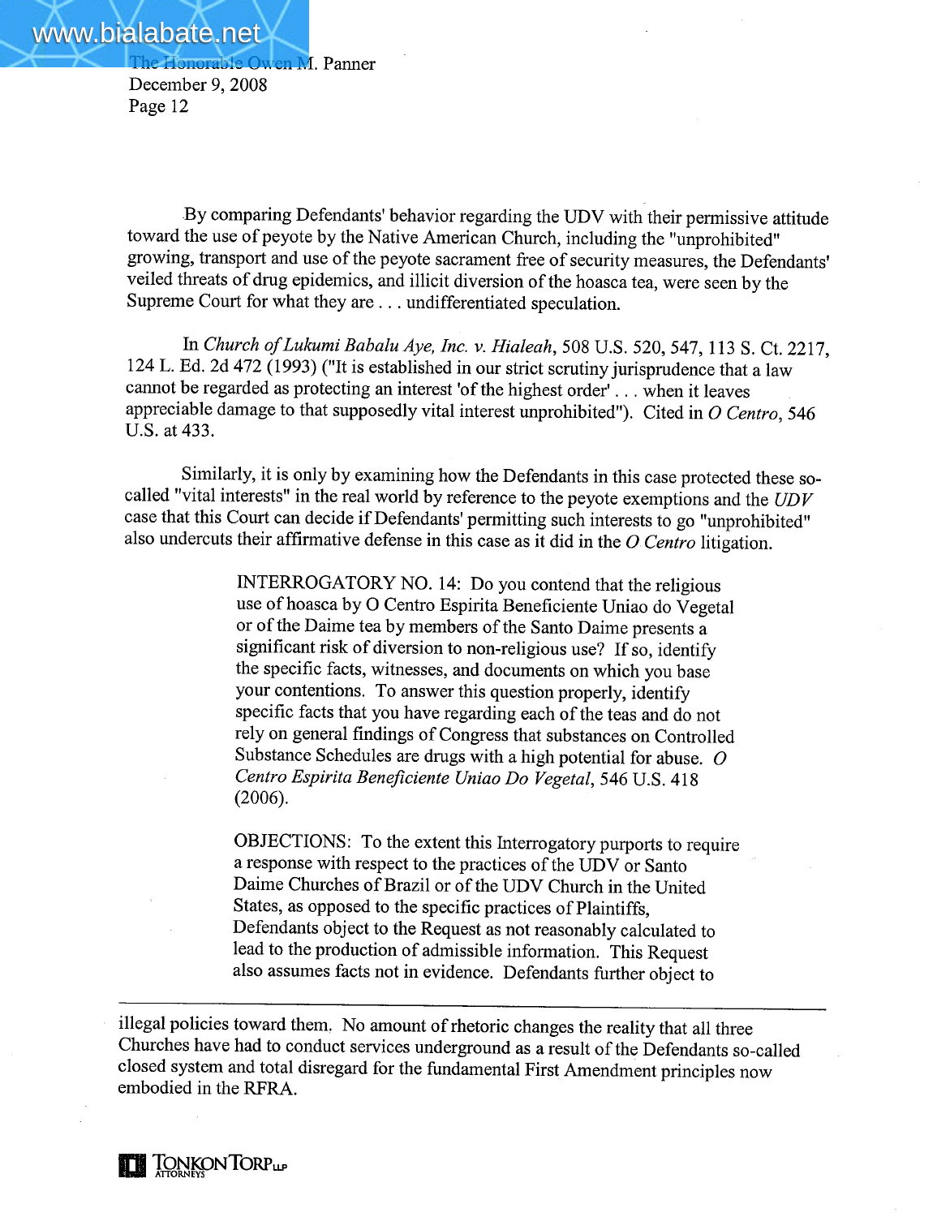By comparing Defendants' behavior regarding the UDV with their permissive attitude toward the use of peyote by the Native American Church, including the "unprohibited" growing, transport and use of the peyote sacrament free of security measures, the Defendants' veiled threats of drug epidemics, and illicit diversion of the hoasca tea, were seen by the Supreme Court for what they are . . . undifferentiated speculation.

In *Church of Lukumi Babalu Aye, Inc. v. Hialeah*, 508 U.S. 520, 547, 113 S. Ct. 2217, 124 L. Ed. 2d 472 (1993) ("It is established in our strict scrutiny jurisprudence that a law cannot be regarded as protecting an interest 'of the highest order' . . . when it leaves appreciable damage to that supposedly vital interest unprohibited"). Cited in *O Centro*, 546 U.S. at 433.

Similarly, it is only by examining how the Defendants in this case protected these so-called "vital interests" in the real world by reference to the peyote exemptions and the *UDV* case that this Court can decide if Defendants' permitting such interests to go "unprohibited" also undercuts their affirmative defense in this case as it did in the *O Centro* litigation.

> INTERROGATORY NO. 14: Do you contend that the religious use of hoasca by O Centro Espirita Beneficiente Uniao do Vegetal or of the Daime tea by members of the Santo Daime presents a significant risk of diversion to non-religious use? If so, identify the specific facts, witnesses, and documents on which you base your contentions. To answer this question properly, identify specific facts that you have regarding each of the teas and do not rely on general findings of Congress that substances on Controlled Substance Schedules are drugs with a high potential for abuse. *O Centro Espirita Beneficiente Uniao Do Vegetal*, 546 U.S. 418 (2006).
>
> OBJECTIONS: To the extent this Interrogatory purports to require a response with respect to the practices of the UDV or Santo Daime Churches of Brazil or of the UDV Church in the United States, as opposed to the specific practices of Plaintiffs, Defendants object to the Request as not reasonably calculated to lead to the production of admissible information. This Request also assumes facts not in evidence. Defendants further object to

---

illegal policies toward them. No amount of rhetoric changes the reality that all three Churches have had to conduct services underground as a result of the Defendants so-called closed system and total disregard for the fundamental First Amendment principles now embodied in the RFRA.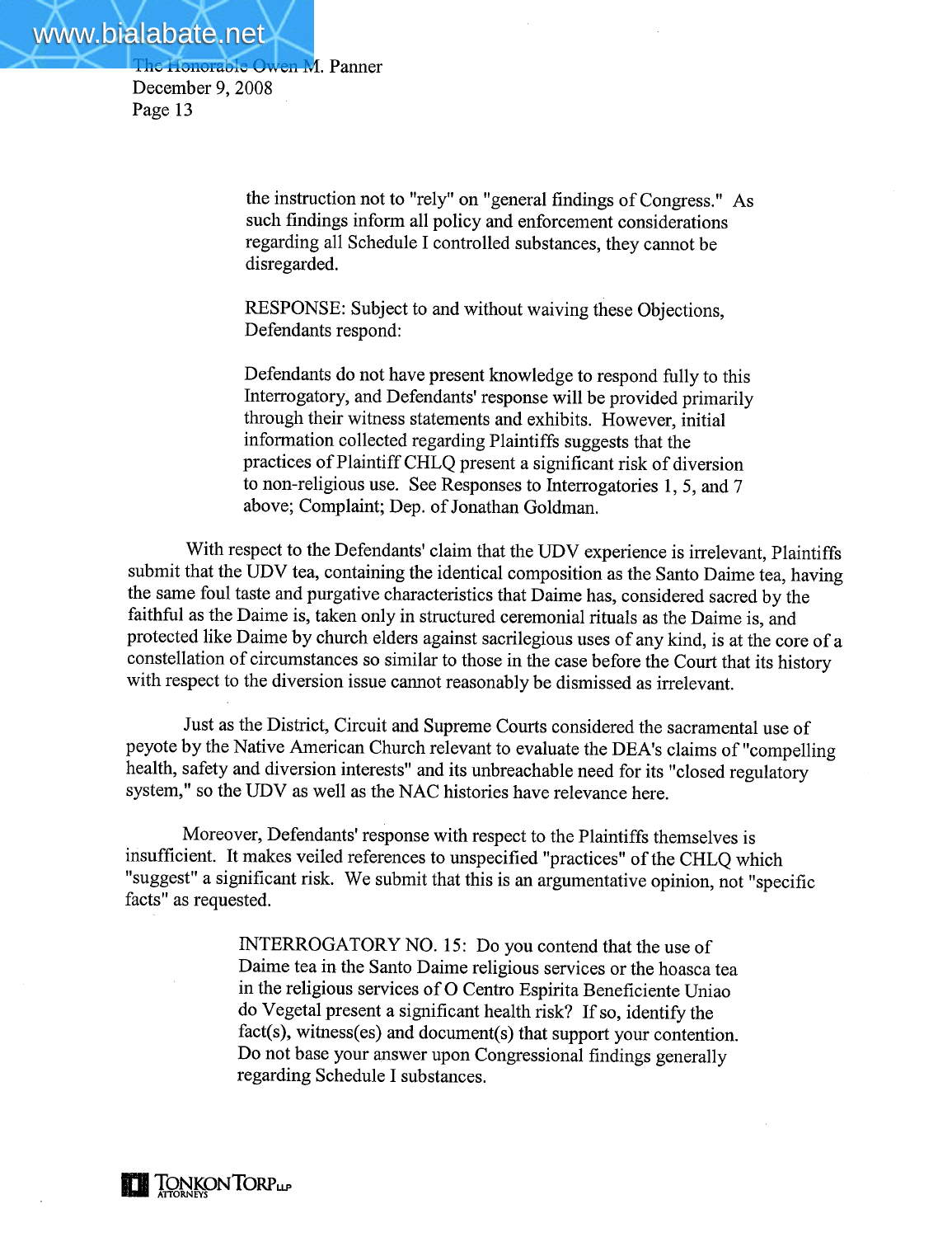the instruction not to "rely" on "general findings of Congress." As such findings inform all policy and enforcement considerations regarding all Schedule I controlled substances, they cannot be disregarded.

> RESPONSE: Subject to and without waiving these Objections, Defendants respond:
>
> Defendants do not have present knowledge to respond fully to this Interrogatory, and Defendants' response will be provided primarily through their witness statements and exhibits. However, initial information collected regarding Plaintiffs suggests that the practices of Plaintiff CHLQ present a significant risk of diversion to non-religious use. See Responses to Interrogatories 1, 5, and 7 above; Complaint; Dep. of Jonathan Goldman.

With respect to the Defendants' claim that the UDV experience is irrelevant, Plaintiffs submit that the UDV tea, containing the identical composition as the Santo Daime tea, having the same foul taste and purgative characteristics that Daime has, considered sacred by the faithful as the Daime is, taken only in structured ceremonial rituals as the Daime is, and protected like Daime by church elders against sacrilegious uses of any kind, is at the core of a constellation of circumstances so similar to those in the case before the Court that its history with respect to the diversion issue cannot reasonably be dismissed as irrelevant.

Just as the District, Circuit and Supreme Courts considered the sacramental use of peyote by the Native American Church relevant to evaluate the DEA's claims of "compelling health, safety and diversion interests" and its unbreachable need for its "closed regulatory system," so the UDV as well as the NAC histories have relevance here.

Moreover, Defendants' response with respect to the Plaintiffs themselves is insufficient. It makes veiled references to unspecified "practices" of the CHLQ which "suggest" a significant risk. We submit that this is an argumentative opinion, not "specific facts" as requested.

> INTERROGATORY NO. 15: Do you contend that the use of Daime tea in the Santo Daime religious services or the hoasca tea in the religious services of O Centro Espirita Beneficiente Uniao do Vegetal present a significant health risk? If so, identify the fact(s), witness(es) and document(s) that support your contention. Do not base your answer upon Congressional findings generally regarding Schedule I substances.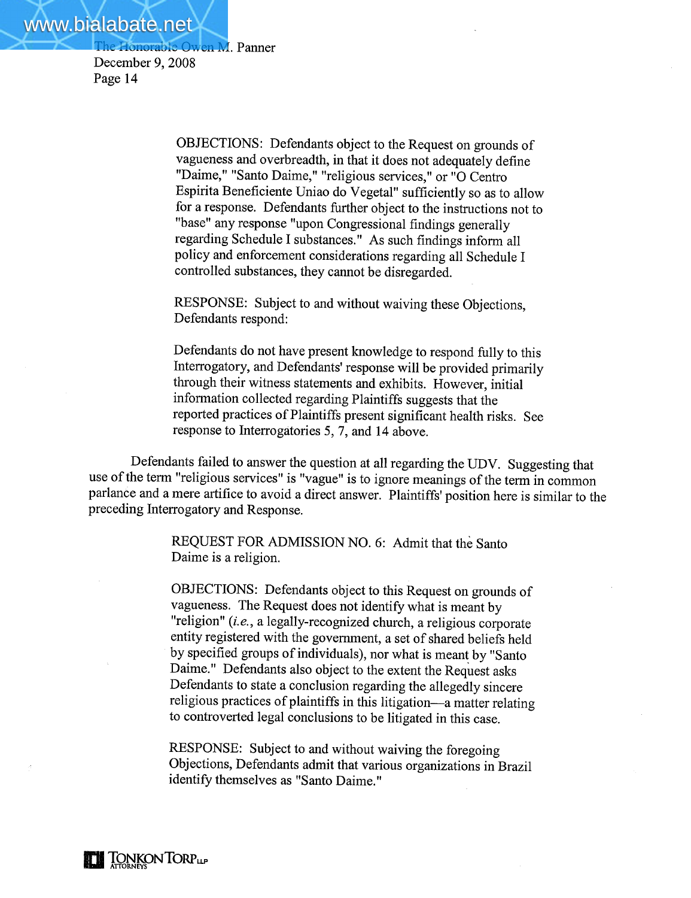OBJECTIONS: Defendants object to the Request on grounds of vagueness and overbreadth, in that it does not adequately define "Daime," "Santo Daime," "religious services," or "O Centro Espirita Beneficiente Uniao do Vegetal" sufficiently so as to allow for a response. Defendants further object to the instructions not to "base" any response "upon Congressional findings generally regarding Schedule I substances." As such findings inform all policy and enforcement considerations regarding all Schedule I controlled substances, they cannot be disregarded.

RESPONSE: Subject to and without waiving these Objections, Defendants respond:

Defendants do not have present knowledge to respond fully to this Interrogatory, and Defendants' response will be provided primarily through their witness statements and exhibits. However, initial information collected regarding Plaintiffs suggests that the reported practices of Plaintiffs present significant health risks. See response to Interrogatories 5, 7, and 14 above.

Defendants failed to answer the question at all regarding the UDV. Suggesting that use of the term "religious services" is "vague" is to ignore meanings of the term in common parlance and a mere artifice to avoid a direct answer. Plaintiffs' position here is similar to the preceding Interrogatory and Response.

REQUEST FOR ADMISSION NO. 6: Admit that the Santo Daime is a religion.

OBJECTIONS: Defendants object to this Request on grounds of vagueness. The Request does not identify what is meant by "religion" (*i.e.*, a legally-recognized church, a religious corporate entity registered with the government, a set of shared beliefs held by specified groups of individuals), nor what is meant by "Santo Daime." Defendants also object to the extent the Request asks Defendants to state a conclusion regarding the allegedly sincere religious practices of plaintiffs in this litigation—a matter relating to controverted legal conclusions to be litigated in this case.

RESPONSE: Subject to and without waiving the foregoing Objections, Defendants admit that various organizations in Brazil identify themselves as "Santo Daime."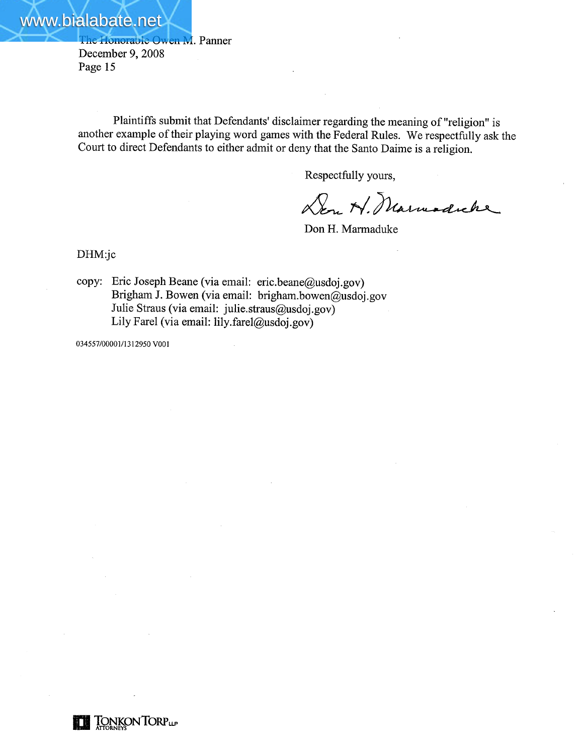Plaintiffs submit that Defendants' disclaimer regarding the meaning of "religion" is another example of their playing word games with the Federal Rules. We respectfully ask the Court to direct Defendants to either admit or deny that the Santo Daime is a religion.

Respectfully yours,

Don H. Marmaduke

DHM:jc

copy: Eric Joseph Beane (via email: eric.beane@usdoj.gov)
Brigham J. Bowen (via email: brigham.bowen@usdoj.gov
Julie Straus (via email: julie.straus@usdoj.gov)
Lily Farel (via email: lily.farel@usdoj.gov)

034557/00001/1312950 V001